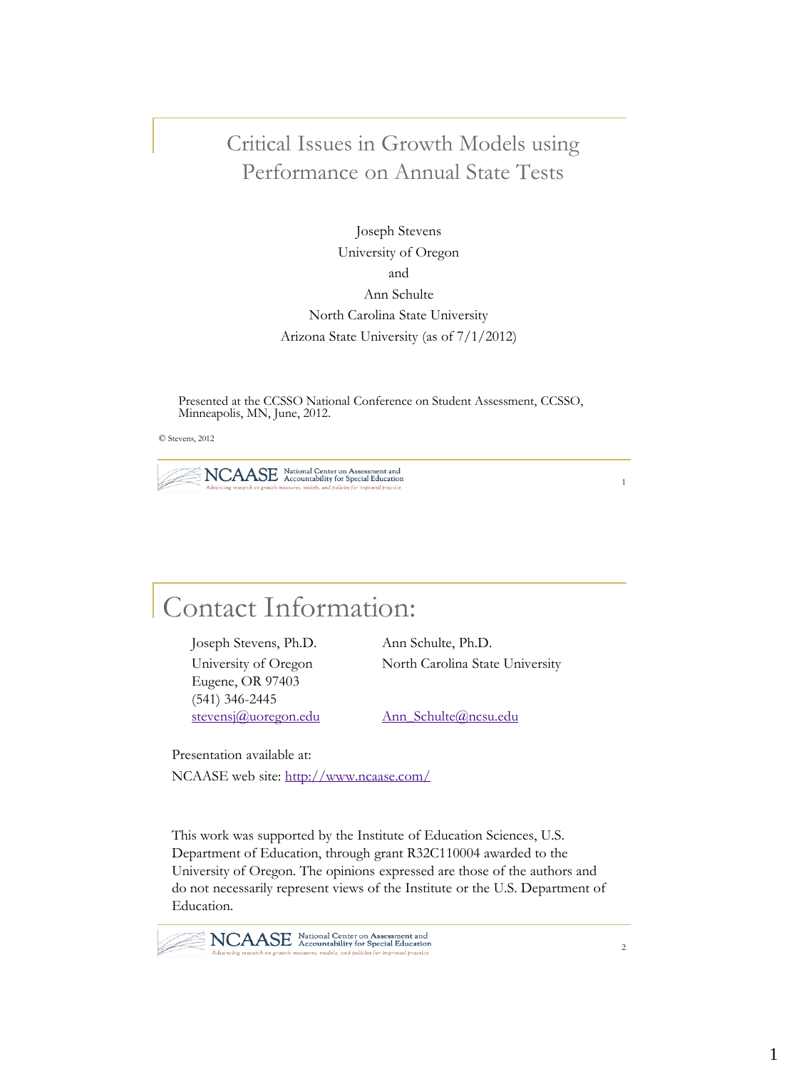# Critical Issues in Growth Models using Performance on Annual State Tests

Joseph Stevens
University of Oregon
and
Ann Schulte
North Carolina State University
Arizona State University (as of 7/1/2012)

Presented at the CCSSO National Conference on Student Assessment, CCSSO, Minneapolis, MN, June, 2012.

© Stevens, 2012

# Contact Information:

Joseph Stevens, Ph.D.
University of Oregon
Eugene, OR 97403
(541) 346-2445
stevensj@uoregon.edu

Ann Schulte, Ph.D.
North Carolina State University
Ann_Schulte@ncsu.edu

Presentation available at:

NCAASE web site: http://www.ncaase.com/

This work was supported by the Institute of Education Sciences, U.S. Department of Education, through grant R32C110004 awarded to the University of Oregon. The opinions expressed are those of the authors and do not necessarily represent views of the Institute or the U.S. Department of Education.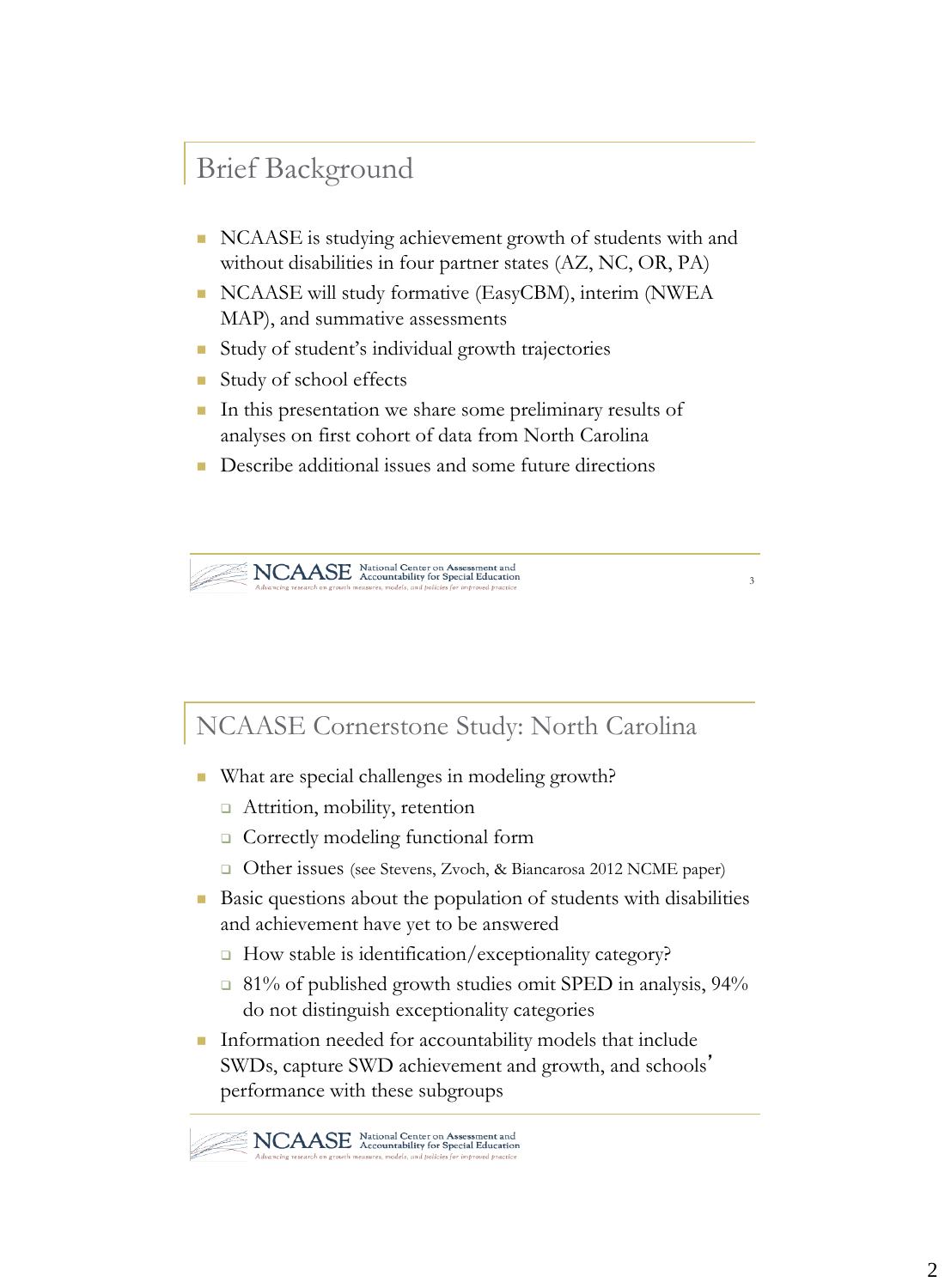## Brief Background

- NCAASE is studying achievement growth of students with and without disabilities in four partner states (AZ, NC, OR, PA)
- NCAASE will study formative (EasyCBM), interim (NWEA MAP), and summative assessments
- Study of student's individual growth trajectories
- Study of school effects
- In this presentation we share some preliminary results of analyses on first cohort of data from North Carolina
- Describe additional issues and some future directions

## NCAASE Cornerstone Study: North Carolina

- What are special challenges in modeling growth?
  - Attrition, mobility, retention
  - Correctly modeling functional form
  - Other issues (see Stevens, Zvoch, & Biancarosa 2012 NCME paper)
- Basic questions about the population of students with disabilities and achievement have yet to be answered
  - How stable is identification/exceptionality category?
  - 81% of published growth studies omit SPED in analysis, 94% do not distinguish exceptionality categories
- Information needed for accountability models that include SWDs, capture SWD achievement and growth, and schools' performance with these subgroups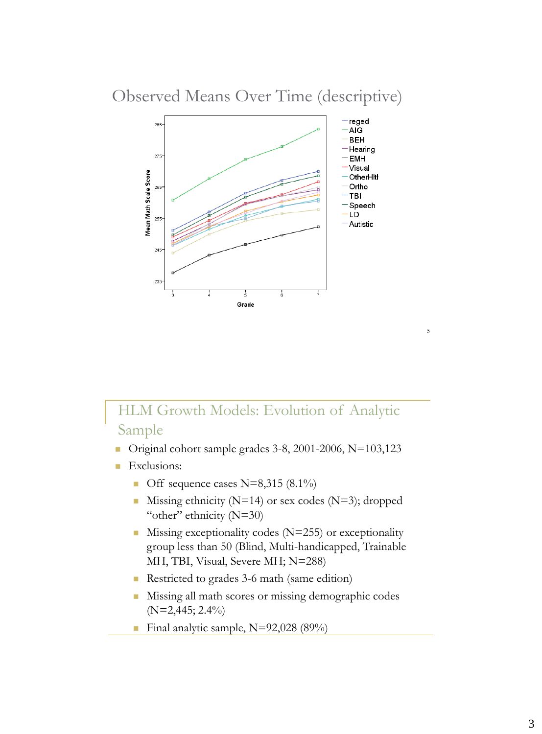## Observed Means Over Time (descriptive)

## HLM Growth Models: Evolution of Analytic Sample

- Original cohort sample grades 3-8, 2001-2006, N=103,123
- Exclusions:
  - Off sequence cases N=8,315 (8.1%)
  - Missing ethnicity (N=14) or sex codes (N=3); dropped "other" ethnicity (N=30)
  - Missing exceptionality codes (N=255) or exceptionality group less than 50 (Blind, Multi-handicapped, Trainable MH, TBI, Visual, Severe MH; N=288)
  - Restricted to grades 3-6 math (same edition)
  - Missing all math scores or missing demographic codes (N=2,445; 2.4%)
  - Final analytic sample, N=92,028 (89%)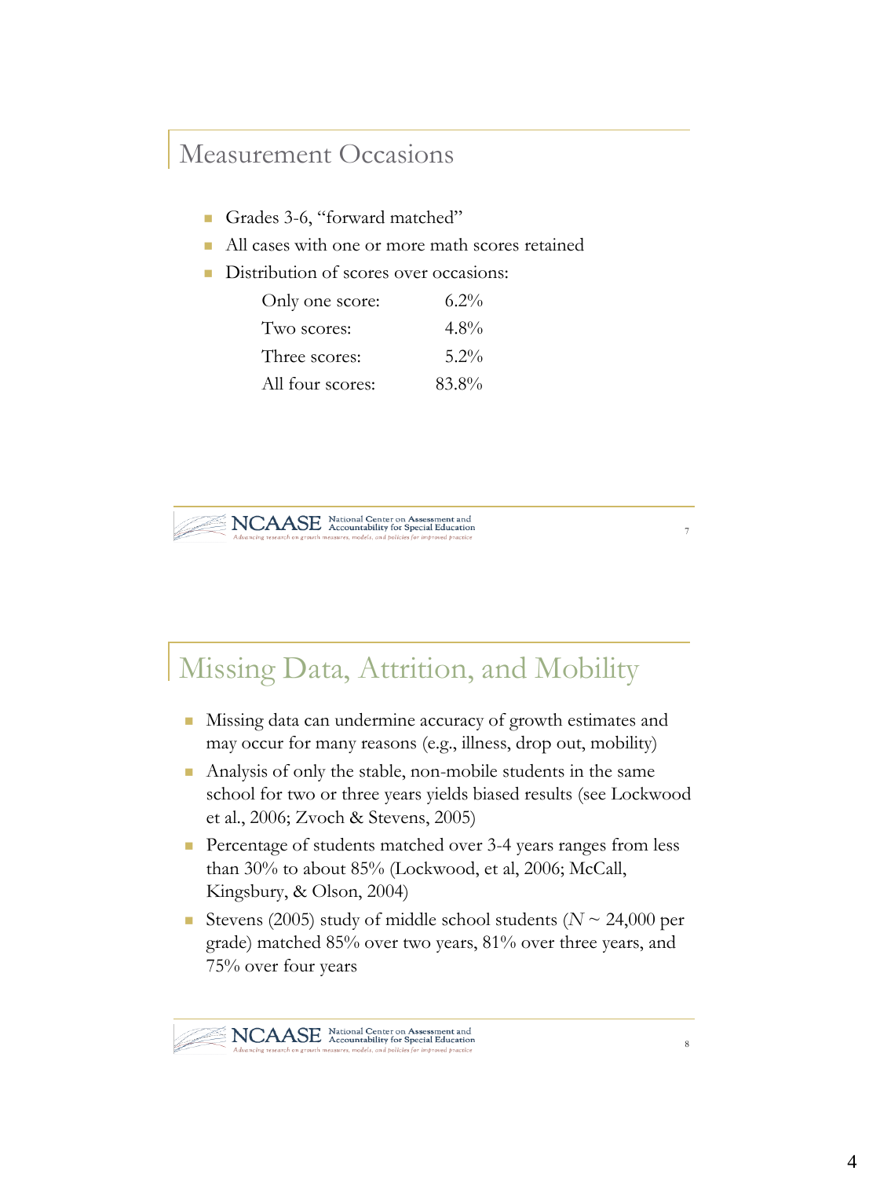## Measurement Occasions

- Grades 3-6, "forward matched"
- All cases with one or more math scores retained
- Distribution of scores over occasions:

| | |
|---|---|
| Only one score: | 6.2% |
| Two scores: | 4.8% |
| Three scores: | 5.2% |
| All four scores: | 83.8% |

## Missing Data, Attrition, and Mobility

- Missing data can undermine accuracy of growth estimates and may occur for many reasons (e.g., illness, drop out, mobility)
- Analysis of only the stable, non-mobile students in the same school for two or three years yields biased results (see Lockwood et al., 2006; Zvoch & Stevens, 2005)
- Percentage of students matched over 3-4 years ranges from less than 30% to about 85% (Lockwood, et al, 2006; McCall, Kingsbury, & Olson, 2004)
- Stevens (2005) study of middle school students ($N$ ~ 24,000 per grade) matched 85% over two years, 81% over three years, and 75% over four years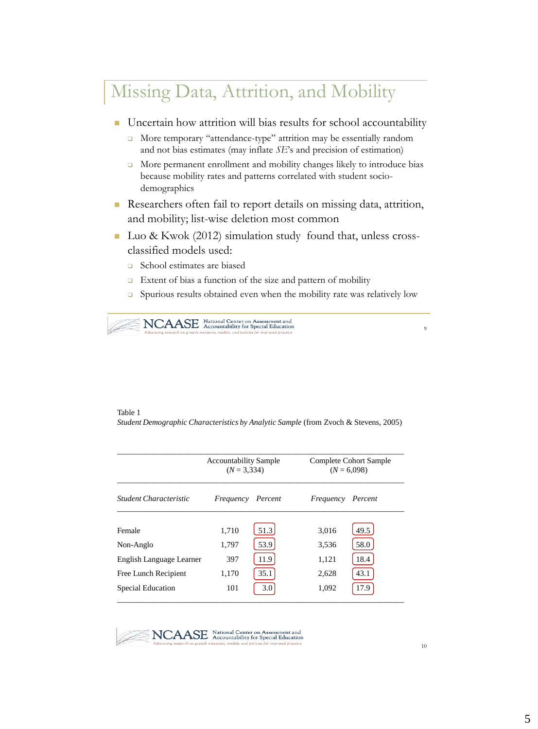# Missing Data, Attrition, and Mobility

- Uncertain how attrition will bias results for school accountability
  - More temporary "attendance-type" attrition may be essentially random and not bias estimates (may inflate *SE*'s and precision of estimation)
  - More permanent enrollment and mobility changes likely to introduce bias because mobility rates and patterns correlated with student socio-demographics
- Researchers often fail to report details on missing data, attrition, and mobility; list-wise deletion most common
- Luo & Kwok (2012) simulation study found that, unless cross-classified models used:
  - School estimates are biased
  - Extent of bias a function of the size and pattern of mobility
  - Spurious results obtained even when the mobility rate was relatively low

Table 1
*Student Demographic Characteristics by Analytic Sample* (from Zvoch & Stevens, 2005)

| | Accountability Sample (*N* = 3,334) | | Complete Cohort Sample (*N* = 6,098) | |
|---|---|---|---|---|
| *Student Characteristic* | *Frequency* | *Percent* | *Frequency* | *Percent* |
| Female | 1,710 | 51.3 | 3,016 | 49.5 |
| Non-Anglo | 1,797 | 53.9 | 3,536 | 58.0 |
| English Language Learner | 397 | 11.9 | 1,121 | 18.4 |
| Free Lunch Recipient | 1,170 | 35.1 | 2,628 | 43.1 |
| Special Education | 101 | 3.0 | 1,092 | 17.9 |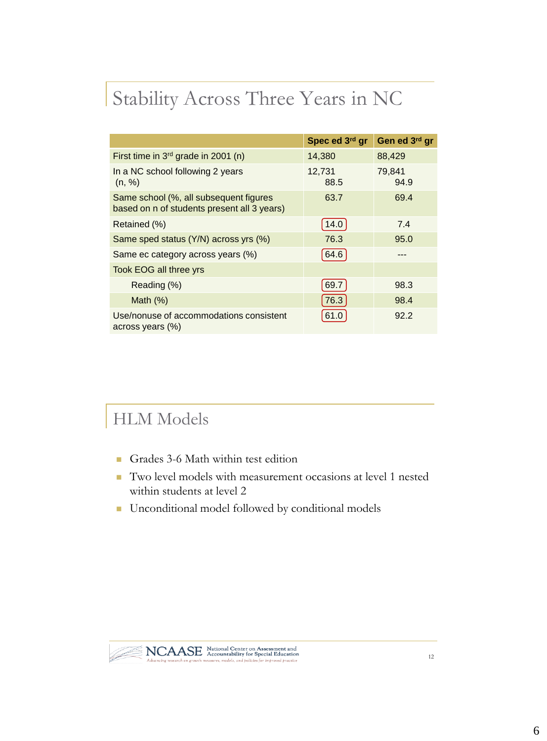## Stability Across Three Years in NC

| | Spec ed 3rd gr | Gen ed 3rd gr |
|---|---|---|
| First time in 3rd grade in 2001 (n) | 14,380 | 88,429 |
| In a NC school following 2 years (n, %) | 12,731 88.5 | 79,841 94.9 |
| Same school (%, all subsequent figures based on n of students present all 3 years) | 63.7 | 69.4 |
| Retained (%) | 14.0 | 7.4 |
| Same sped status (Y/N) across yrs (%) | 76.3 | 95.0 |
| Same ec category across years (%) | 64.6 | --- |
| Took EOG all three yrs | | |
| Reading (%) | 69.7 | 98.3 |
| Math (%) | 76.3 | 98.4 |
| Use/nonuse of accommodations consistent across years (%) | 61.0 | 92.2 |

## HLM Models

- Grades 3-6 Math within test edition
- Two level models with measurement occasions at level 1 nested within students at level 2
- Unconditional model followed by conditional models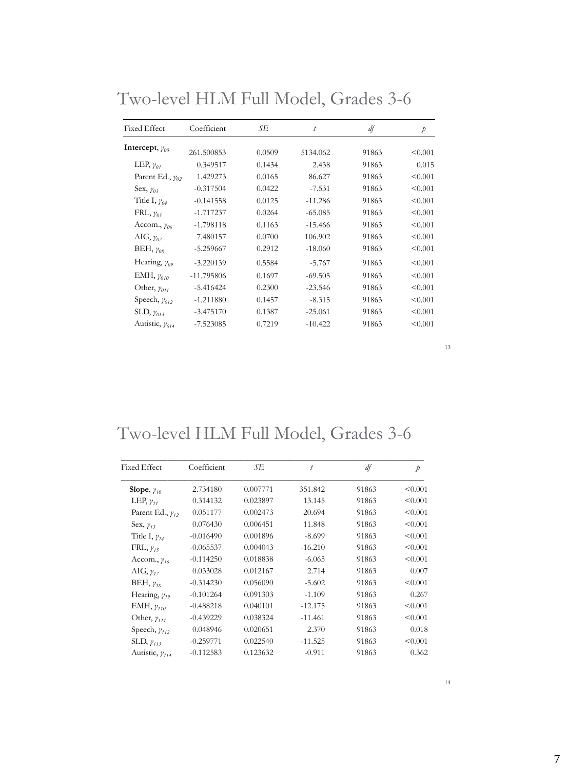## Two-level HLM Full Model, Grades 3-6

| Fixed Effect | Coefficient | *SE* | *t* | *df* | *p* |
|---|---|---|---|---|---|
| **Intercept**, $\gamma_{00}$ | 261.500853 | 0.0509 | 5134.062 | 91863 | <0.001 |
| LEP, $\gamma_{01}$ | 0.349517 | 0.1434 | 2.438 | 91863 | 0.015 |
| Parent Ed., $\gamma_{02}$ | 1.429273 | 0.0165 | 86.627 | 91863 | <0.001 |
| Sex, $\gamma_{03}$ | -0.317504 | 0.0422 | -7.531 | 91863 | <0.001 |
| Title I, $\gamma_{04}$ | -0.141558 | 0.0125 | -11.286 | 91863 | <0.001 |
| FRL, $\gamma_{05}$ | -1.717237 | 0.0264 | -65.085 | 91863 | <0.001 |
| Accom., $\gamma_{06}$ | -1.798118 | 0.1163 | -15.466 | 91863 | <0.001 |
| AIG, $\gamma_{07}$ | 7.480157 | 0.0700 | 106.902 | 91863 | <0.001 |
| BEH, $\gamma_{08}$ | -5.259667 | 0.2912 | -18.060 | 91863 | <0.001 |
| Hearing, $\gamma_{09}$ | -3.220139 | 0.5584 | -5.767 | 91863 | <0.001 |
| EMH, $\gamma_{010}$ | -11.795806 | 0.1697 | -69.505 | 91863 | <0.001 |
| Other, $\gamma_{011}$ | -5.416424 | 0.2300 | -23.546 | 91863 | <0.001 |
| Speech, $\gamma_{012}$ | -1.211880 | 0.1457 | -8.315 | 91863 | <0.001 |
| SLD, $\gamma_{013}$ | -3.475170 | 0.1387 | -25.061 | 91863 | <0.001 |
| Autistic, $\gamma_{014}$ | -7.523085 | 0.7219 | -10.422 | 91863 | <0.001 |

## Two-level HLM Full Model, Grades 3-6

| Fixed Effect | Coefficient | *SE* | *t* | *df* | *p* |
|---|---|---|---|---|---|
| **Slope**, $\gamma_{10}$ | 2.734180 | 0.007771 | 351.842 | 91863 | <0.001 |
| LEP, $\gamma_{11}$ | 0.314132 | 0.023897 | 13.145 | 91863 | <0.001 |
| Parent Ed., $\gamma_{12}$ | 0.051177 | 0.002473 | 20.694 | 91863 | <0.001 |
| Sex, $\gamma_{13}$ | 0.076430 | 0.006451 | 11.848 | 91863 | <0.001 |
| Title I, $\gamma_{14}$ | -0.016490 | 0.001896 | -8.699 | 91863 | <0.001 |
| FRL, $\gamma_{15}$ | -0.065537 | 0.004043 | -16.210 | 91863 | <0.001 |
| Accom., $\gamma_{16}$ | -0.114250 | 0.018838 | -6.065 | 91863 | <0.001 |
| AIG, $\gamma_{17}$ | 0.033028 | 0.012167 | 2.714 | 91863 | 0.007 |
| BEH, $\gamma_{18}$ | -0.314230 | 0.056090 | -5.602 | 91863 | <0.001 |
| Hearing, $\gamma_{19}$ | -0.101264 | 0.091303 | -1.109 | 91863 | 0.267 |
| EMH, $\gamma_{110}$ | -0.488218 | 0.040101 | -12.175 | 91863 | <0.001 |
| Other, $\gamma_{111}$ | -0.439229 | 0.038324 | -11.461 | 91863 | <0.001 |
| Speech, $\gamma_{112}$ | 0.048946 | 0.020651 | 2.370 | 91863 | 0.018 |
| SLD, $\gamma_{113}$ | -0.259771 | 0.022540 | -11.525 | 91863 | <0.001 |
| Autistic, $\gamma_{114}$ | -0.112583 | 0.123632 | -0.911 | 91863 | 0.362 |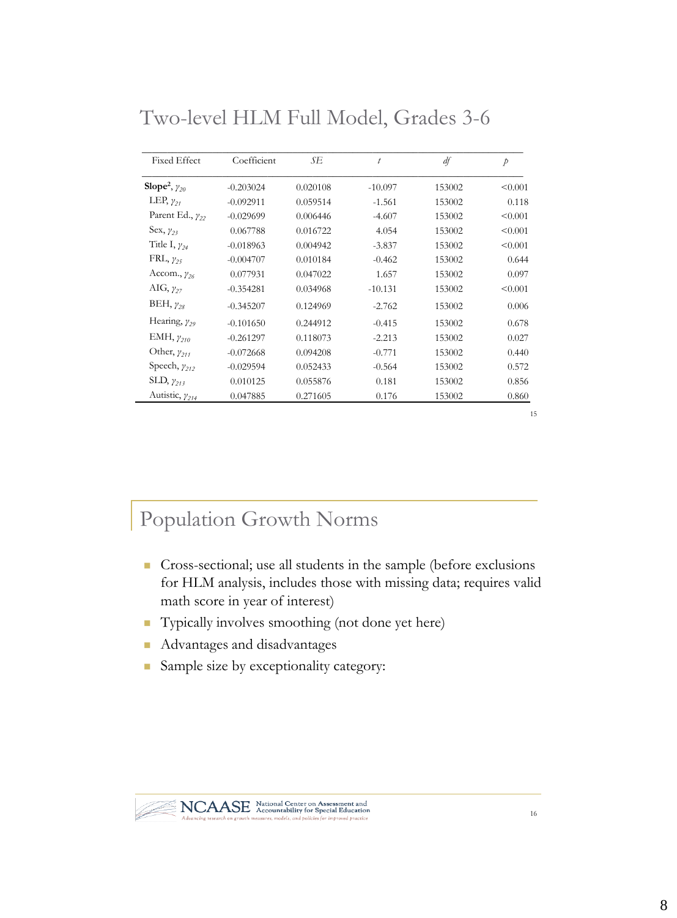## Two-level HLM Full Model, Grades 3-6

| Fixed Effect | Coefficient | *SE* | *t* | *df* | *p* |
|---|---|---|---|---|---|
| **Slope**[2], $\gamma_{20}$ | -0.203024 | 0.020108 | -10.097 | 153002 | <0.001 |
| LEP, $\gamma_{21}$ | -0.092911 | 0.059514 | -1.561 | 153002 | 0.118 |
| Parent Ed., $\gamma_{22}$ | -0.029699 | 0.006446 | -4.607 | 153002 | <0.001 |
| Sex, $\gamma_{23}$ | 0.067788 | 0.016722 | 4.054 | 153002 | <0.001 |
| Title I, $\gamma_{24}$ | -0.018963 | 0.004942 | -3.837 | 153002 | <0.001 |
| FRL, $\gamma_{25}$ | -0.004707 | 0.010184 | -0.462 | 153002 | 0.644 |
| Accom., $\gamma_{26}$ | 0.077931 | 0.047022 | 1.657 | 153002 | 0.097 |
| AIG, $\gamma_{27}$ | -0.354281 | 0.034968 | -10.131 | 153002 | <0.001 |
| BEH, $\gamma_{28}$ | -0.345207 | 0.124969 | -2.762 | 153002 | 0.006 |
| Hearing, $\gamma_{29}$ | -0.101650 | 0.244912 | -0.415 | 153002 | 0.678 |
| EMH, $\gamma_{210}$ | -0.261297 | 0.118073 | -2.213 | 153002 | 0.027 |
| Other, $\gamma_{211}$ | -0.072668 | 0.094208 | -0.771 | 153002 | 0.440 |
| Speech, $\gamma_{212}$ | -0.029594 | 0.052433 | -0.564 | 153002 | 0.572 |
| SLD, $\gamma_{213}$ | 0.010125 | 0.055876 | 0.181 | 153002 | 0.856 |
| Autistic, $\gamma_{214}$ | 0.047885 | 0.271605 | 0.176 | 153002 | 0.860 |

## Population Growth Norms

- Cross-sectional; use all students in the sample (before exclusions for HLM analysis, includes those with missing data; requires valid math score in year of interest)
- Typically involves smoothing (not done yet here)
- Advantages and disadvantages
- Sample size by exceptionality category:

NCAASE National Center on Assessment and Accountability for Special Education

*Advancing research on growth measures, models, and policies for improved practice*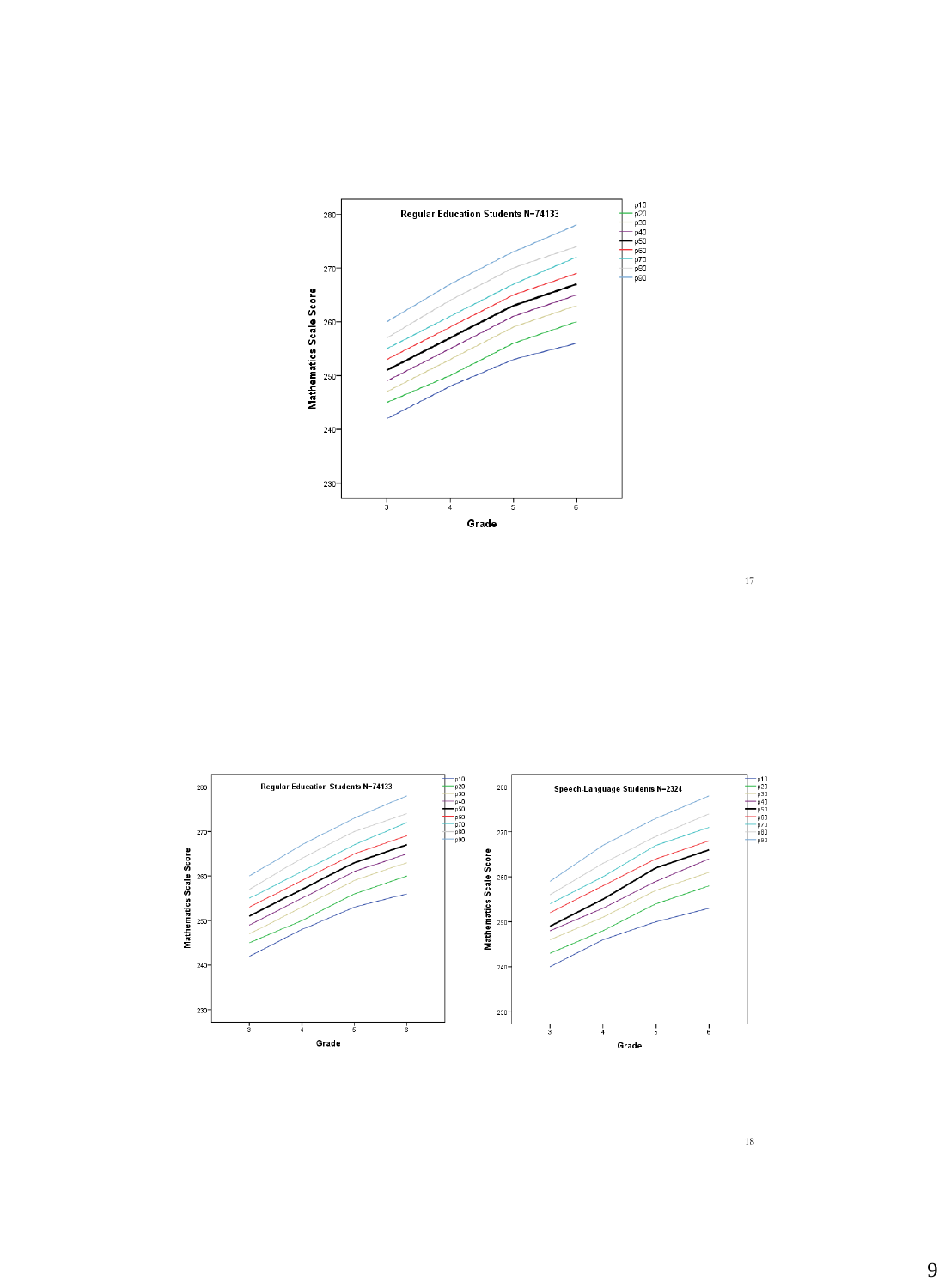**Regular Education Students N=74133**

Mathematics Scale Score

Grade

p10
p20
p30
p40
p50
p60
p70
p80
p90

**Regular Education Students N=74133**

**Speech-Language Students N=2324**

Mathematics Scale Score

Grade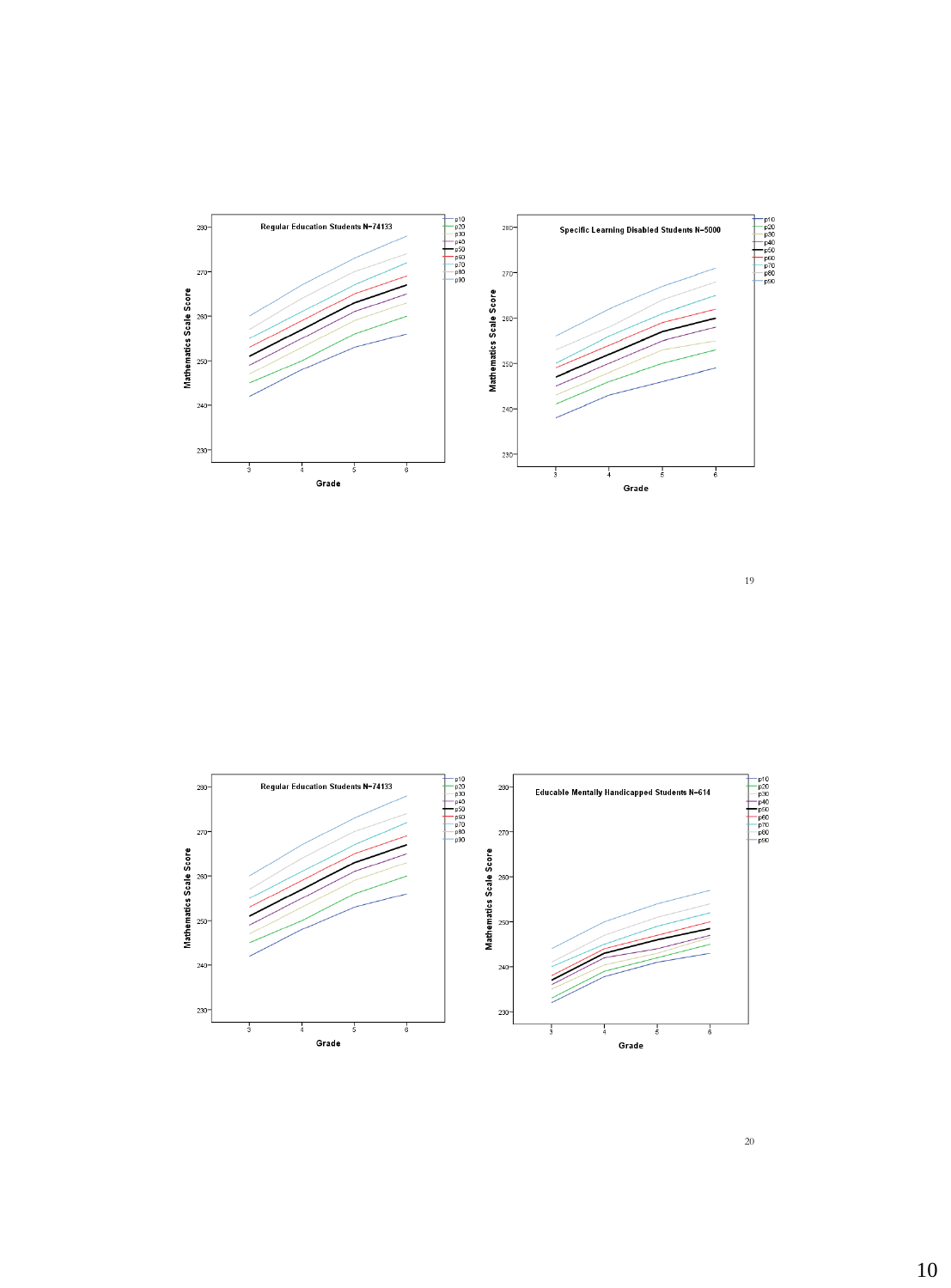Regular Education Students N=74133

Specific Learning Disabled Students N=5000

Regular Education Students N=74133

Educable Mentally Handicapped Students N=614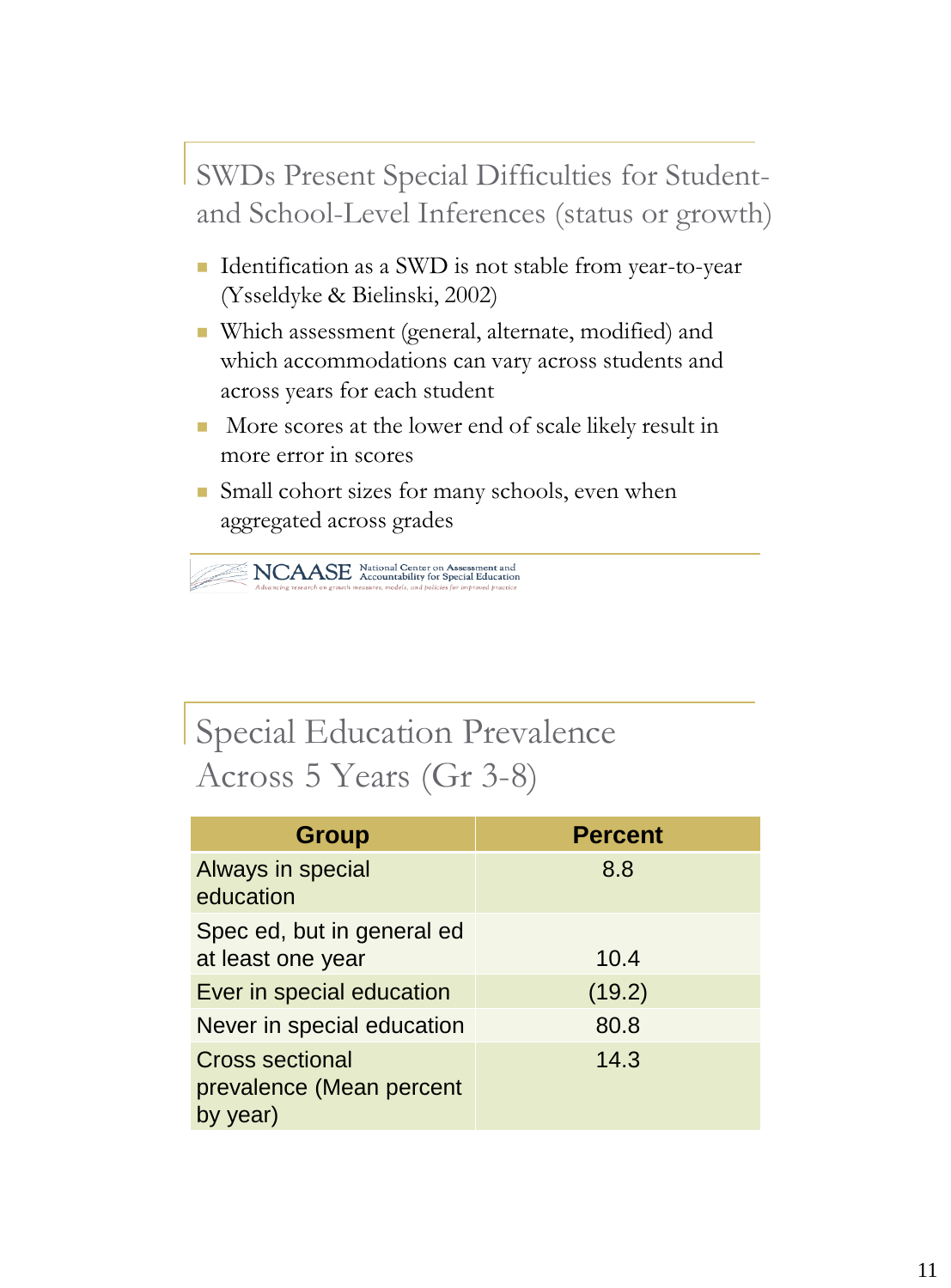## SWDs Present Special Difficulties for Student- and School-Level Inferences (status or growth)

- Identification as a SWD is not stable from year-to-year (Ysseldyke & Bielinski, 2002)
- Which assessment (general, alternate, modified) and which accommodations can vary across students and across years for each student
- More scores at the lower end of scale likely result in more error in scores
- Small cohort sizes for many schools, even when aggregated across grades

NCAASE National Center on Assessment and Accountability for Special Education
*Advancing research on growth measures, models, and policies for improved practice*

## Special Education Prevalence Across 5 Years (Gr 3-8)

| Group | Percent |
|---|---|
| Always in special education | 8.8 |
| Spec ed, but in general ed at least one year | 10.4 |
| Ever in special education | (19.2) |
| Never in special education | 80.8 |
| Cross sectional prevalence (Mean percent by year) | 14.3 |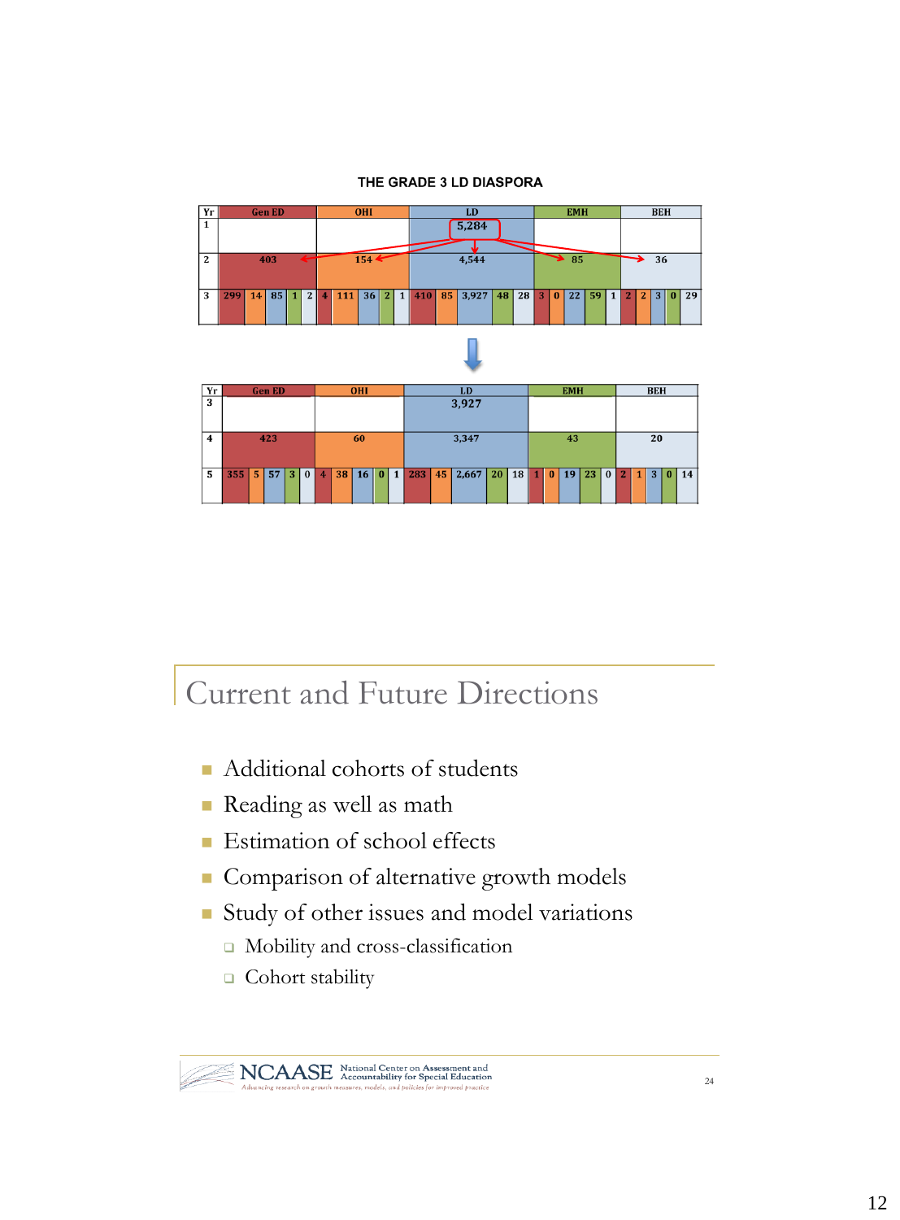THE GRADE 3 LD DIASPORA

| Yr | Gen ED | | | | | OHI | | | | | LD | | | | | EMH | | | | | BEH | | | | |
|---|---|---|---|---|---|---|---|---|---|---|---|---|---|---|---|---|---|---|---|---|---|---|---|---|---|
| 1 | | | | | | | | | | | 5,284 | | | | | | | | | | | | | | |
| 2 | 403 | | | | | 154 | | | | | 4,544 | | | | | 85 | | | | | 36 | | | | |
| 3 | 299 | 14 | 85 | 1 | 2 | 4 | 111 | 36 | 2 | 1 | 410 | 85 | 3,927 | 48 | 28 | 3 | 0 | 22 | 59 | 1 | 2 | 2 | 3 | 0 | 29 |

| Yr | Gen ED | | | | | OHI | | | | | LD | | | | | EMH | | | | | BEH | | | | |
|---|---|---|---|---|---|---|---|---|---|---|---|---|---|---|---|---|---|---|---|---|---|---|---|---|---|
| 3 | | | | | | | | | | | 3,927 | | | | | | | | | | | | | | |
| 4 | 423 | | | | | 60 | | | | | 3,347 | | | | | 43 | | | | | 20 | | | | |
| 5 | 355 | 5 | 57 | 3 | 0 | 4 | 38 | 16 | 0 | 1 | 283 | 45 | 2,667 | 20 | 18 | 1 | 0 | 19 | 23 | 0 | 2 | 1 | 3 | 0 | 14 |

# Current and Future Directions

- Additional cohorts of students
- Reading as well as math
- Estimation of school effects
- Comparison of alternative growth models
- Study of other issues and model variations
  - Mobility and cross-classification
  - Cohort stability

NCAASE National Center on Assessment and Accountability for Special Education

*Advancing research on growth measures, models, and policies for improved practice*